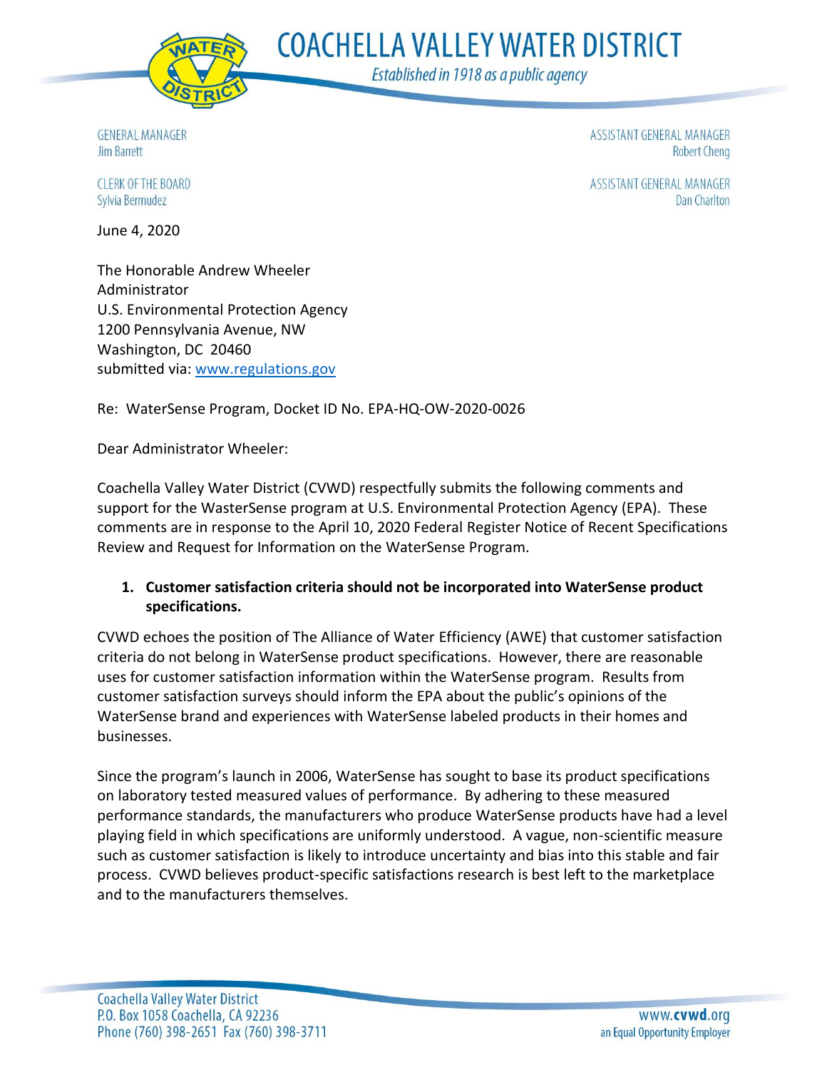# COACHELLA VALLEY WATER DISTRICT

*Established in 1918 as a public agency*

GENERAL MANAGER
Jim Barrett

CLERK OF THE BOARD
Sylvia Bermudez

ASSISTANT GENERAL MANAGER
Robert Cheng

ASSISTANT GENERAL MANAGER
Dan Charlton

June 4, 2020

The Honorable Andrew Wheeler
Administrator
U.S. Environmental Protection Agency
1200 Pennsylvania Avenue, NW
Washington, DC 20460
submitted via: www.regulations.gov

Re: WaterSense Program, Docket ID No. EPA-HQ-OW-2020-0026

Dear Administrator Wheeler:

Coachella Valley Water District (CVWD) respectfully submits the following comments and support for the WasterSense program at U.S. Environmental Protection Agency (EPA). These comments are in response to the April 10, 2020 Federal Register Notice of Recent Specifications Review and Request for Information on the WaterSense Program.

1. **Customer satisfaction criteria should not be incorporated into WaterSense product specifications.**

CVWD echoes the position of The Alliance of Water Efficiency (AWE) that customer satisfaction criteria do not belong in WaterSense product specifications. However, there are reasonable uses for customer satisfaction information within the WaterSense program. Results from customer satisfaction surveys should inform the EPA about the public's opinions of the WaterSense brand and experiences with WaterSense labeled products in their homes and businesses.

Since the program's launch in 2006, WaterSense has sought to base its product specifications on laboratory tested measured values of performance. By adhering to these measured performance standards, the manufacturers who produce WaterSense products have had a level playing field in which specifications are uniformly understood. A vague, non-scientific measure such as customer satisfaction is likely to introduce uncertainty and bias into this stable and fair process. CVWD believes product-specific satisfactions research is best left to the marketplace and to the manufacturers themselves.

Coachella Valley Water District
P.O. Box 1058 Coachella, CA 92236
Phone (760) 398-2651 Fax (760) 398-3711

www.cvwd.org
an Equal Opportunity Employer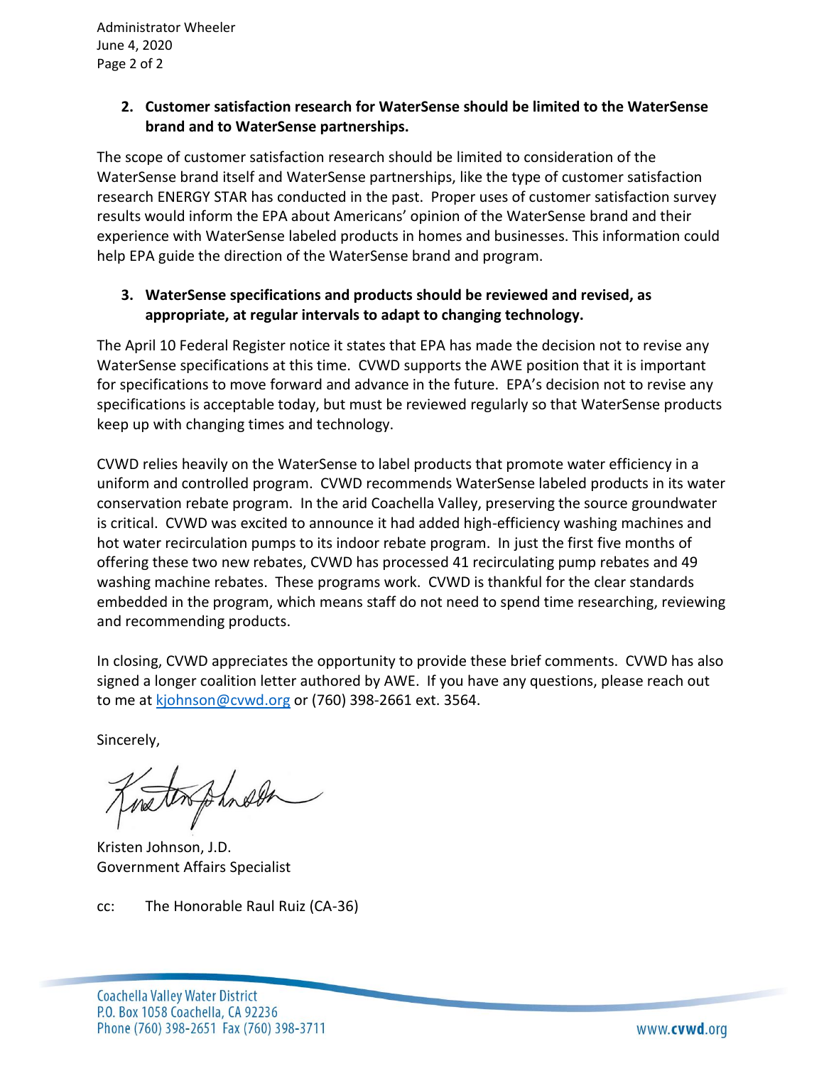2. **Customer satisfaction research for WaterSense should be limited to the WaterSense brand and to WaterSense partnerships.**

The scope of customer satisfaction research should be limited to consideration of the WaterSense brand itself and WaterSense partnerships, like the type of customer satisfaction research ENERGY STAR has conducted in the past. Proper uses of customer satisfaction survey results would inform the EPA about Americans' opinion of the WaterSense brand and their experience with WaterSense labeled products in homes and businesses. This information could help EPA guide the direction of the WaterSense brand and program.

3. **WaterSense specifications and products should be reviewed and revised, as appropriate, at regular intervals to adapt to changing technology.**

The April 10 Federal Register notice it states that EPA has made the decision not to revise any WaterSense specifications at this time. CVWD supports the AWE position that it is important for specifications to move forward and advance in the future. EPA's decision not to revise any specifications is acceptable today, but must be reviewed regularly so that WaterSense products keep up with changing times and technology.

CVWD relies heavily on the WaterSense to label products that promote water efficiency in a uniform and controlled program. CVWD recommends WaterSense labeled products in its water conservation rebate program. In the arid Coachella Valley, preserving the source groundwater is critical. CVWD was excited to announce it had added high-efficiency washing machines and hot water recirculation pumps to its indoor rebate program. In just the first five months of offering these two new rebates, CVWD has processed 41 recirculating pump rebates and 49 washing machine rebates. These programs work. CVWD is thankful for the clear standards embedded in the program, which means staff do not need to spend time researching, reviewing and recommending products.

In closing, CVWD appreciates the opportunity to provide these brief comments. CVWD has also signed a longer coalition letter authored by AWE. If you have any questions, please reach out to me at kjohnson@cvwd.org or (760) 398-2661 ext. 3564.

Sincerely,

Kristen Johnson, J.D.
Government Affairs Specialist

cc: The Honorable Raul Ruiz (CA-36)

Coachella Valley Water District
P.O. Box 1058 Coachella, CA 92236
Phone (760) 398-2651 Fax (760) 398-3711

www.cvwd.org